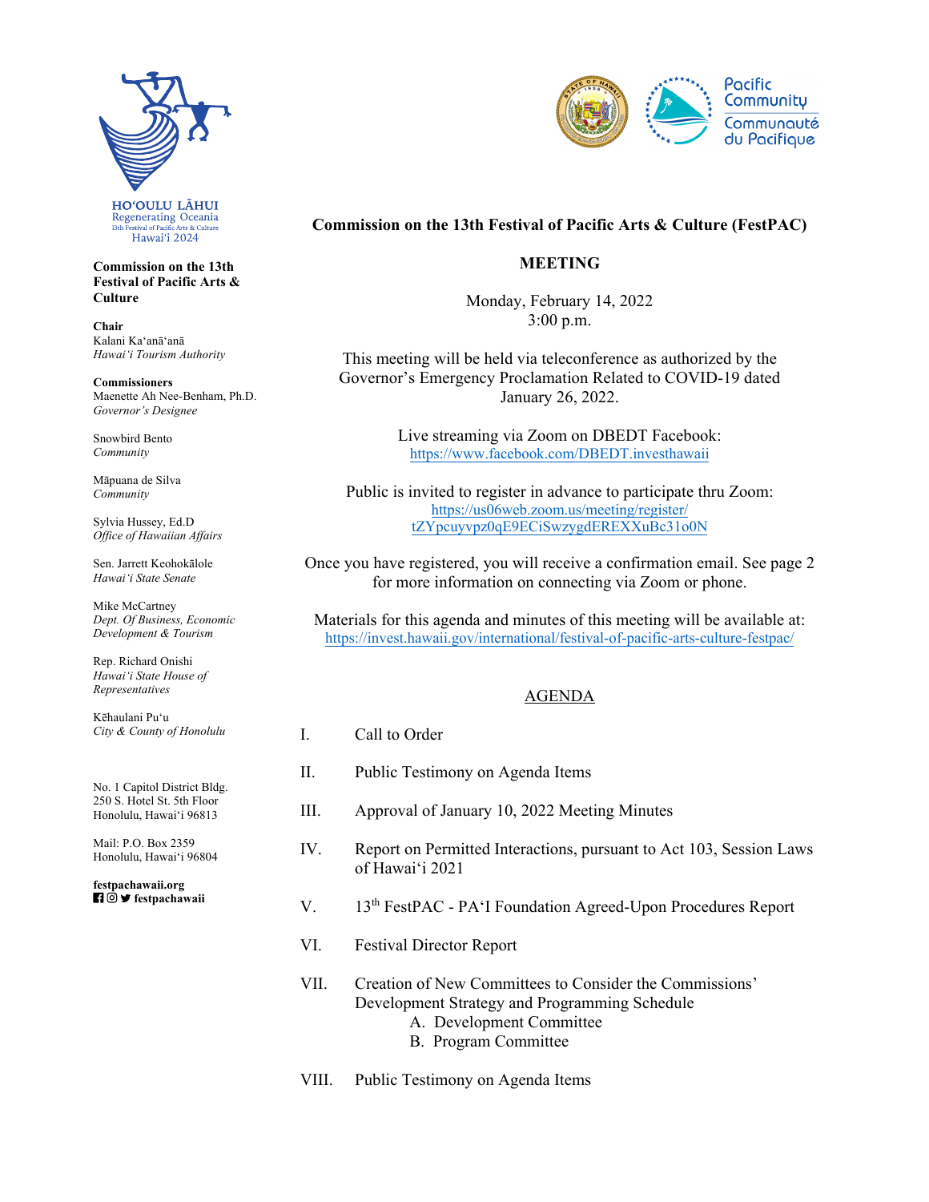HOʻOULU LĀHUI
Regenerating Oceania
13th Festival of Pacific Arts & Culture
Hawaiʻi 2024

Pacific Community
Communauté du Pacifique

**Commission on the 13th Festival of Pacific Arts & Culture**

**Chair**
Kalani Kaʻanāʻanā
*Hawaiʻi Tourism Authority*

**Commissioners**
Maenette Ah Nee-Benham, Ph.D.
*Governor's Designee*

Snowbird Bento
*Community*

Māpuana de Silva
*Community*

Sylvia Hussey, Ed.D
*Office of Hawaiian Affairs*

Sen. Jarrett Keohokālole
*Hawaiʻi State Senate*

Mike McCartney
*Dept. Of Business, Economic Development & Tourism*

Rep. Richard Onishi
*Hawaiʻi State House of Representatives*

Kēhaulani Puʻu
*City & County of Honolulu*

No. 1 Capitol District Bldg.
250 S. Hotel St. 5th Floor
Honolulu, Hawaiʻi 96813

Mail: P.O. Box 2359
Honolulu, Hawaiʻi 96804

**festpachawaii.org**
**festpachawaii**

# Commission on the 13th Festival of Pacific Arts & Culture (FestPAC)

## MEETING

Monday, February 14, 2022
3:00 p.m.

This meeting will be held via teleconference as authorized by the Governor's Emergency Proclamation Related to COVID-19 dated January 26, 2022.

Live streaming via Zoom on DBEDT Facebook:
https://www.facebook.com/DBEDT.investhawaii

Public is invited to register in advance to participate thru Zoom:
https://us06web.zoom.us/meeting/register/tZYpcuyvpz0qE9ECiSwzygdEREXXuBc31o0N

Once you have registered, you will receive a confirmation email. See page 2 for more information on connecting via Zoom or phone.

Materials for this agenda and minutes of this meeting will be available at:
https://invest.hawaii.gov/international/festival-of-pacific-arts-culture-festpac/

## AGENDA

I. Call to Order

II. Public Testimony on Agenda Items

III. Approval of January 10, 2022 Meeting Minutes

IV. Report on Permitted Interactions, pursuant to Act 103, Session Laws of Hawaiʻi 2021

V. 13th FestPAC - PAʻI Foundation Agreed-Upon Procedures Report

VI. Festival Director Report

VII. Creation of New Committees to Consider the Commissions' Development Strategy and Programming Schedule
   A. Development Committee
   B. Program Committee

VIII. Public Testimony on Agenda Items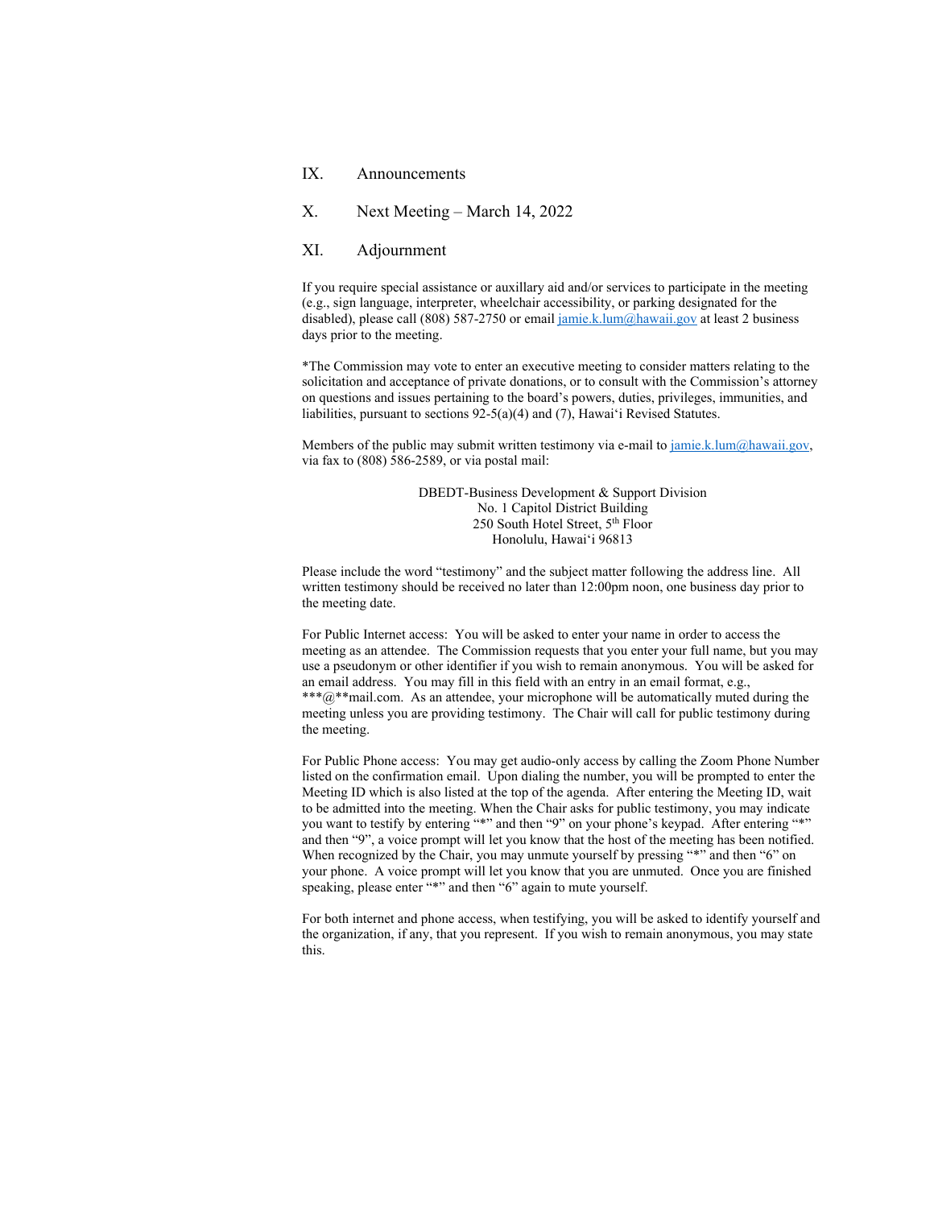IX. Announcements

X. Next Meeting – March 14, 2022

XI. Adjournment

If you require special assistance or auxillary aid and/or services to participate in the meeting (e.g., sign language, interpreter, wheelchair accessibility, or parking designated for the disabled), please call (808) 587-2750 or email jamie.k.lum@hawaii.gov at least 2 business days prior to the meeting.

*The Commission may vote to enter an executive meeting to consider matters relating to the solicitation and acceptance of private donations, or to consult with the Commission's attorney on questions and issues pertaining to the board's powers, duties, privileges, immunities, and liabilities, pursuant to sections 92-5(a)(4) and (7), Hawai'i Revised Statutes.

Members of the public may submit written testimony via e-mail to jamie.k.lum@hawaii.gov, via fax to (808) 586-2589, or via postal mail:

DBEDT-Business Development & Support Division
No. 1 Capitol District Building
250 South Hotel Street, 5th Floor
Honolulu, Hawai'i 96813

Please include the word "testimony" and the subject matter following the address line. All written testimony should be received no later than 12:00pm noon, one business day prior to the meeting date.

For Public Internet access: You will be asked to enter your name in order to access the meeting as an attendee. The Commission requests that you enter your full name, but you may use a pseudonym or other identifier if you wish to remain anonymous. You will be asked for an email address. You may fill in this field with an entry in an email format, e.g., ***@**mail.com. As an attendee, your microphone will be automatically muted during the meeting unless you are providing testimony. The Chair will call for public testimony during the meeting.

For Public Phone access: You may get audio-only access by calling the Zoom Phone Number listed on the confirmation email. Upon dialing the number, you will be prompted to enter the Meeting ID which is also listed at the top of the agenda. After entering the Meeting ID, wait to be admitted into the meeting. When the Chair asks for public testimony, you may indicate you want to testify by entering "*" and then "9" on your phone's keypad. After entering "*" and then "9", a voice prompt will let you know that the host of the meeting has been notified. When recognized by the Chair, you may unmute yourself by pressing "*" and then "6" on your phone. A voice prompt will let you know that you are unmuted. Once you are finished speaking, please enter "*" and then "6" again to mute yourself.

For both internet and phone access, when testifying, you will be asked to identify yourself and the organization, if any, that you represent. If you wish to remain anonymous, you may state this.